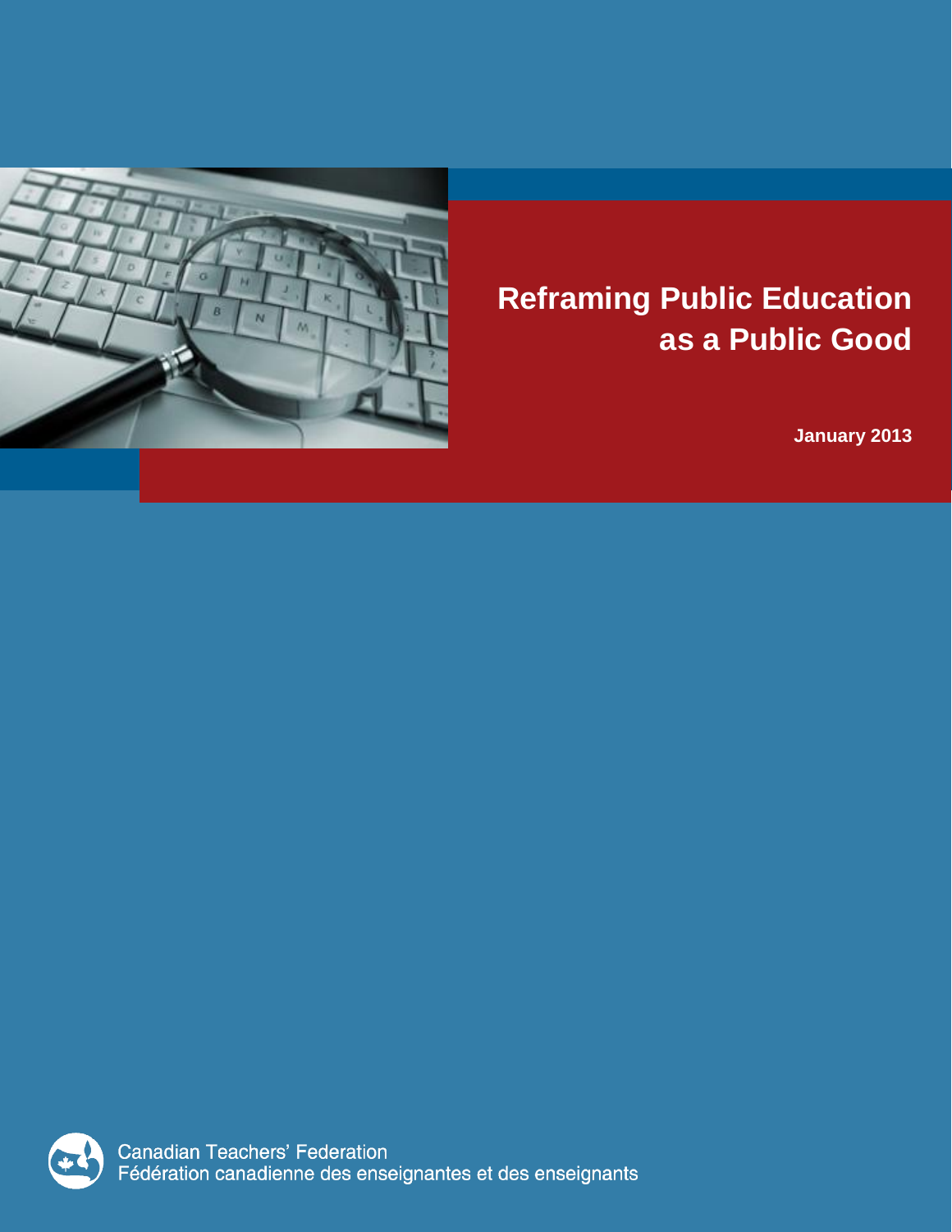# Reframing Public Education as a Public Good

**January 2013**

Canadian Teachers' Federation
Fédération canadienne des enseignantes et des enseignants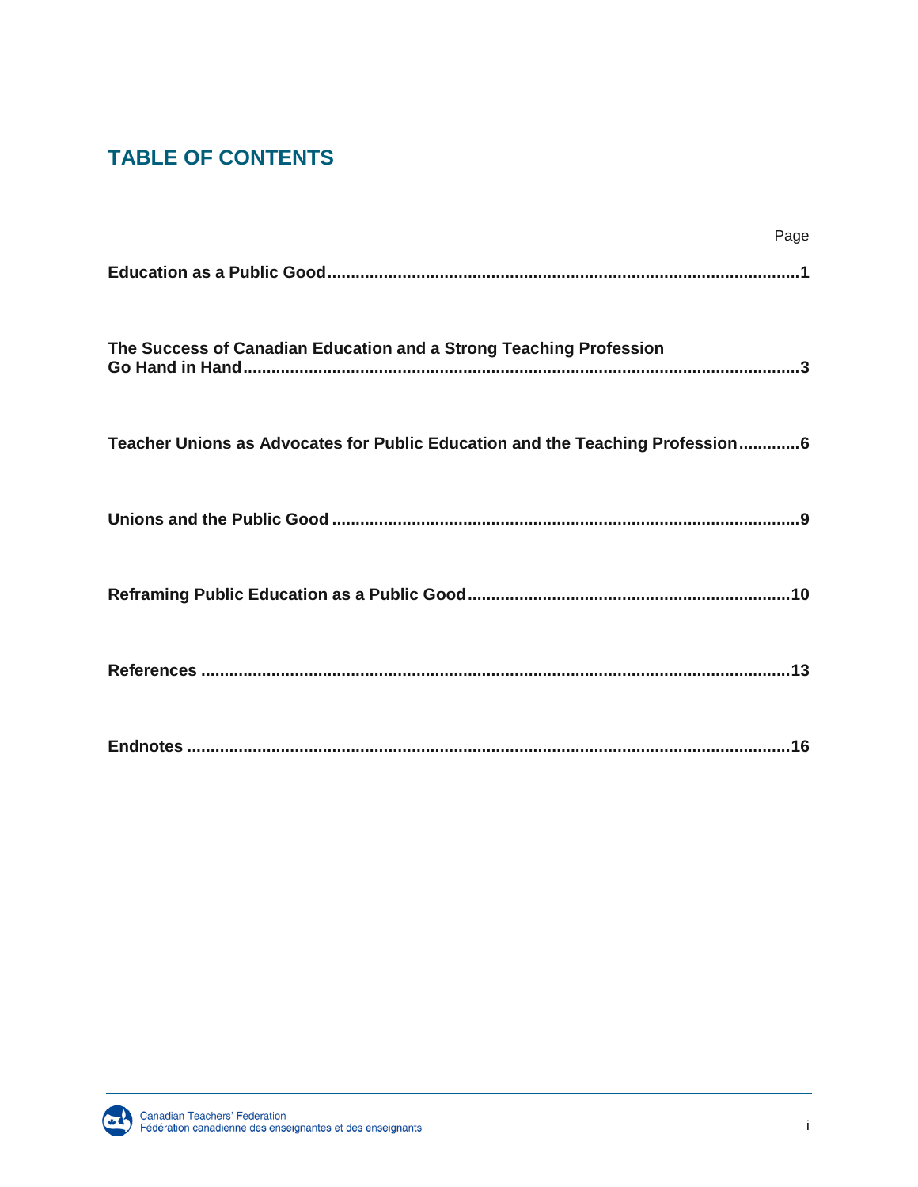## TABLE OF CONTENTS

| | Page |
|---|---|
| **Education as a Public Good** | **1** |
| **The Success of Canadian Education and a Strong Teaching Profession Go Hand in Hand** | **3** |
| **Teacher Unions as Advocates for Public Education and the Teaching Profession** | **6** |
| **Unions and the Public Good** | **9** |
| **Reframing Public Education as a Public Good** | **10** |
| **References** | **13** |
| **Endnotes** | **16** |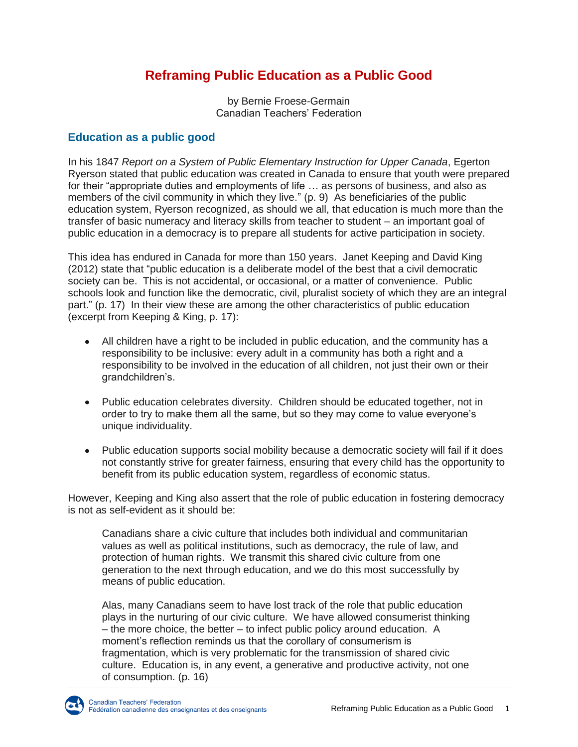# Reframing Public Education as a Public Good

by Bernie Froese-Germain
Canadian Teachers' Federation

## Education as a public good

In his 1847 *Report on a System of Public Elementary Instruction for Upper Canada*, Egerton Ryerson stated that public education was created in Canada to ensure that youth were prepared for their "appropriate duties and employments of life … as persons of business, and also as members of the civil community in which they live." (p. 9) As beneficiaries of the public education system, Ryerson recognized, as should we all, that education is much more than the transfer of basic numeracy and literacy skills from teacher to student – an important goal of public education in a democracy is to prepare all students for active participation in society.

This idea has endured in Canada for more than 150 years. Janet Keeping and David King (2012) state that "public education is a deliberate model of the best that a civil democratic society can be. This is not accidental, or occasional, or a matter of convenience. Public schools look and function like the democratic, civil, pluralist society of which they are an integral part." (p. 17) In their view these are among the other characteristics of public education (excerpt from Keeping & King, p. 17):

- All children have a right to be included in public education, and the community has a responsibility to be inclusive: every adult in a community has both a right and a responsibility to be involved in the education of all children, not just their own or their grandchildren's.

- Public education celebrates diversity. Children should be educated together, not in order to try to make them all the same, but so they may come to value everyone's unique individuality.

- Public education supports social mobility because a democratic society will fail if it does not constantly strive for greater fairness, ensuring that every child has the opportunity to benefit from its public education system, regardless of economic status.

However, Keeping and King also assert that the role of public education in fostering democracy is not as self-evident as it should be:

> Canadians share a civic culture that includes both individual and communitarian values as well as political institutions, such as democracy, the rule of law, and protection of human rights. We transmit this shared civic culture from one generation to the next through education, and we do this most successfully by means of public education.
>
> Alas, many Canadians seem to have lost track of the role that public education plays in the nurturing of our civic culture. We have allowed consumerist thinking – the more choice, the better – to infect public policy around education. A moment's reflection reminds us that the corollary of consumerism is fragmentation, which is very problematic for the transmission of shared civic culture. Education is, in any event, a generative and productive activity, not one of consumption. (p. 16)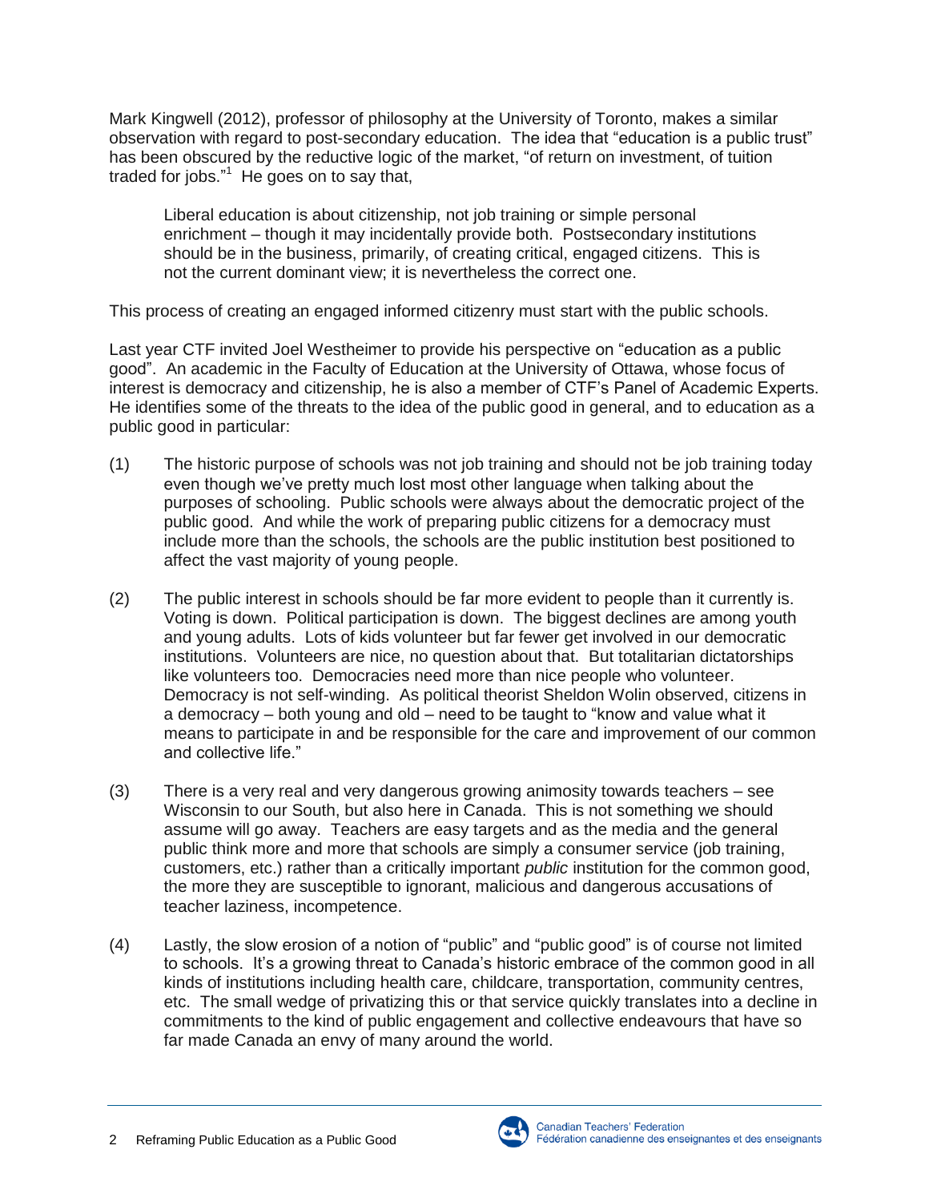Mark Kingwell (2012), professor of philosophy at the University of Toronto, makes a similar observation with regard to post-secondary education. The idea that "education is a public trust" has been obscured by the reductive logic of the market, "of return on investment, of tuition traded for jobs."[1] He goes on to say that,

> Liberal education is about citizenship, not job training or simple personal enrichment – though it may incidentally provide both. Postsecondary institutions should be in the business, primarily, of creating critical, engaged citizens. This is not the current dominant view; it is nevertheless the correct one.

This process of creating an engaged informed citizenry must start with the public schools.

Last year CTF invited Joel Westheimer to provide his perspective on "education as a public good". An academic in the Faculty of Education at the University of Ottawa, whose focus of interest is democracy and citizenship, he is also a member of CTF's Panel of Academic Experts. He identifies some of the threats to the idea of the public good in general, and to education as a public good in particular:

(1) The historic purpose of schools was not job training and should not be job training today even though we've pretty much lost most other language when talking about the purposes of schooling. Public schools were always about the democratic project of the public good. And while the work of preparing public citizens for a democracy must include more than the schools, the schools are the public institution best positioned to affect the vast majority of young people.

(2) The public interest in schools should be far more evident to people than it currently is. Voting is down. Political participation is down. The biggest declines are among youth and young adults. Lots of kids volunteer but far fewer get involved in our democratic institutions. Volunteers are nice, no question about that. But totalitarian dictatorships like volunteers too. Democracies need more than nice people who volunteer. Democracy is not self-winding. As political theorist Sheldon Wolin observed, citizens in a democracy – both young and old – need to be taught to "know and value what it means to participate in and be responsible for the care and improvement of our common and collective life."

(3) There is a very real and very dangerous growing animosity towards teachers – see Wisconsin to our South, but also here in Canada. This is not something we should assume will go away. Teachers are easy targets and as the media and the general public think more and more that schools are simply a consumer service (job training, customers, etc.) rather than a critically important *public* institution for the common good, the more they are susceptible to ignorant, malicious and dangerous accusations of teacher laziness, incompetence.

(4) Lastly, the slow erosion of a notion of "public" and "public good" is of course not limited to schools. It's a growing threat to Canada's historic embrace of the common good in all kinds of institutions including health care, childcare, transportation, community centres, etc. The small wedge of privatizing this or that service quickly translates into a decline in commitments to the kind of public engagement and collective endeavours that have so far made Canada an envy of many around the world.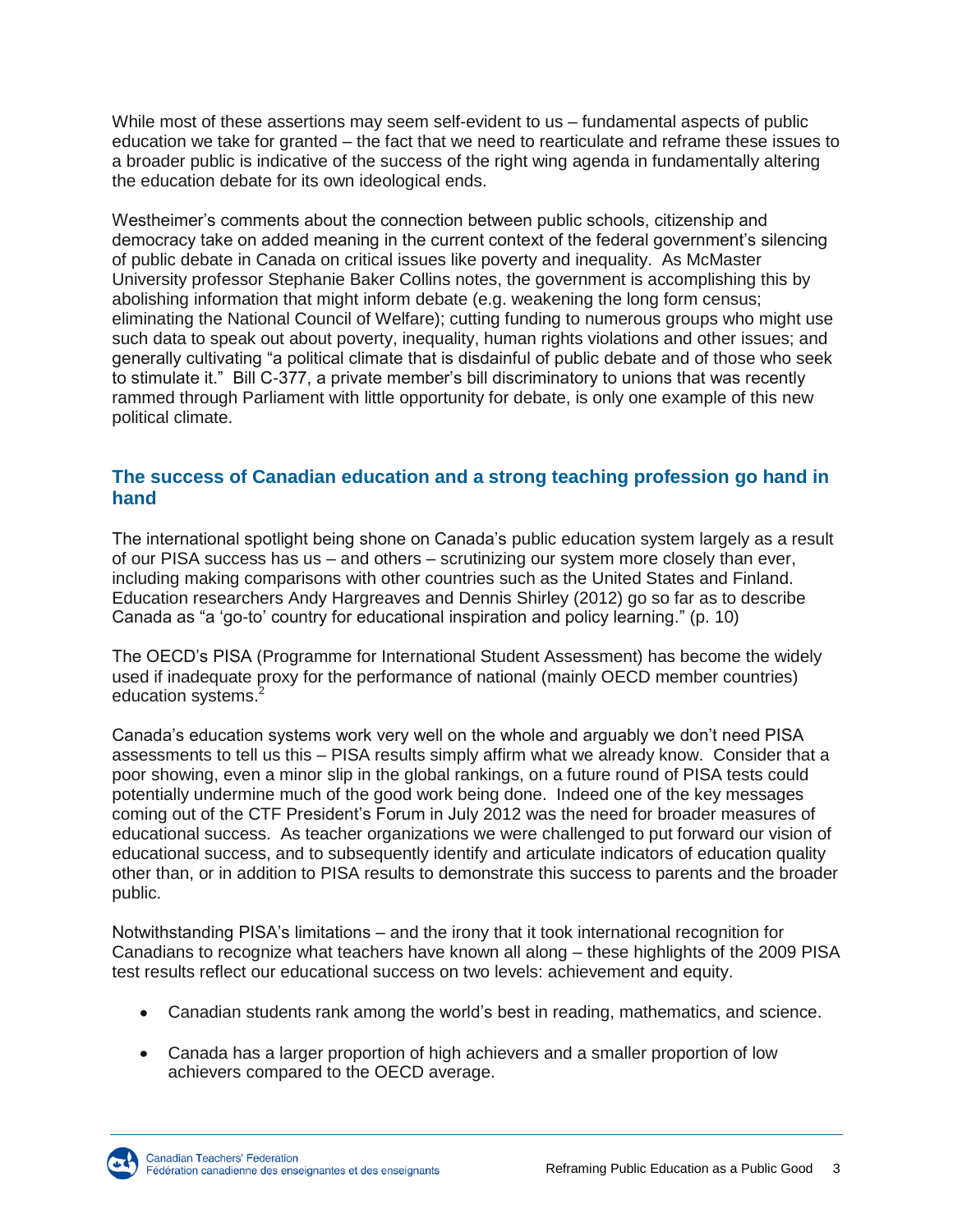While most of these assertions may seem self-evident to us – fundamental aspects of public education we take for granted – the fact that we need to rearticulate and reframe these issues to a broader public is indicative of the success of the right wing agenda in fundamentally altering the education debate for its own ideological ends.

Westheimer's comments about the connection between public schools, citizenship and democracy take on added meaning in the current context of the federal government's silencing of public debate in Canada on critical issues like poverty and inequality. As McMaster University professor Stephanie Baker Collins notes, the government is accomplishing this by abolishing information that might inform debate (e.g. weakening the long form census; eliminating the National Council of Welfare); cutting funding to numerous groups who might use such data to speak out about poverty, inequality, human rights violations and other issues; and generally cultivating "a political climate that is disdainful of public debate and of those who seek to stimulate it." Bill C-377, a private member's bill discriminatory to unions that was recently rammed through Parliament with little opportunity for debate, is only one example of this new political climate.

## The success of Canadian education and a strong teaching profession go hand in hand

The international spotlight being shone on Canada's public education system largely as a result of our PISA success has us – and others – scrutinizing our system more closely than ever, including making comparisons with other countries such as the United States and Finland. Education researchers Andy Hargreaves and Dennis Shirley (2012) go so far as to describe Canada as "a 'go-to' country for educational inspiration and policy learning." (p. 10)

The OECD's PISA (Programme for International Student Assessment) has become the widely used if inadequate proxy for the performance of national (mainly OECD member countries) education systems.[2]

Canada's education systems work very well on the whole and arguably we don't need PISA assessments to tell us this – PISA results simply affirm what we already know. Consider that a poor showing, even a minor slip in the global rankings, on a future round of PISA tests could potentially undermine much of the good work being done. Indeed one of the key messages coming out of the CTF President's Forum in July 2012 was the need for broader measures of educational success. As teacher organizations we were challenged to put forward our vision of educational success, and to subsequently identify and articulate indicators of education quality other than, or in addition to PISA results to demonstrate this success to parents and the broader public.

Notwithstanding PISA's limitations – and the irony that it took international recognition for Canadians to recognize what teachers have known all along – these highlights of the 2009 PISA test results reflect our educational success on two levels: achievement and equity.

- Canadian students rank among the world's best in reading, mathematics, and science.
- Canada has a larger proportion of high achievers and a smaller proportion of low achievers compared to the OECD average.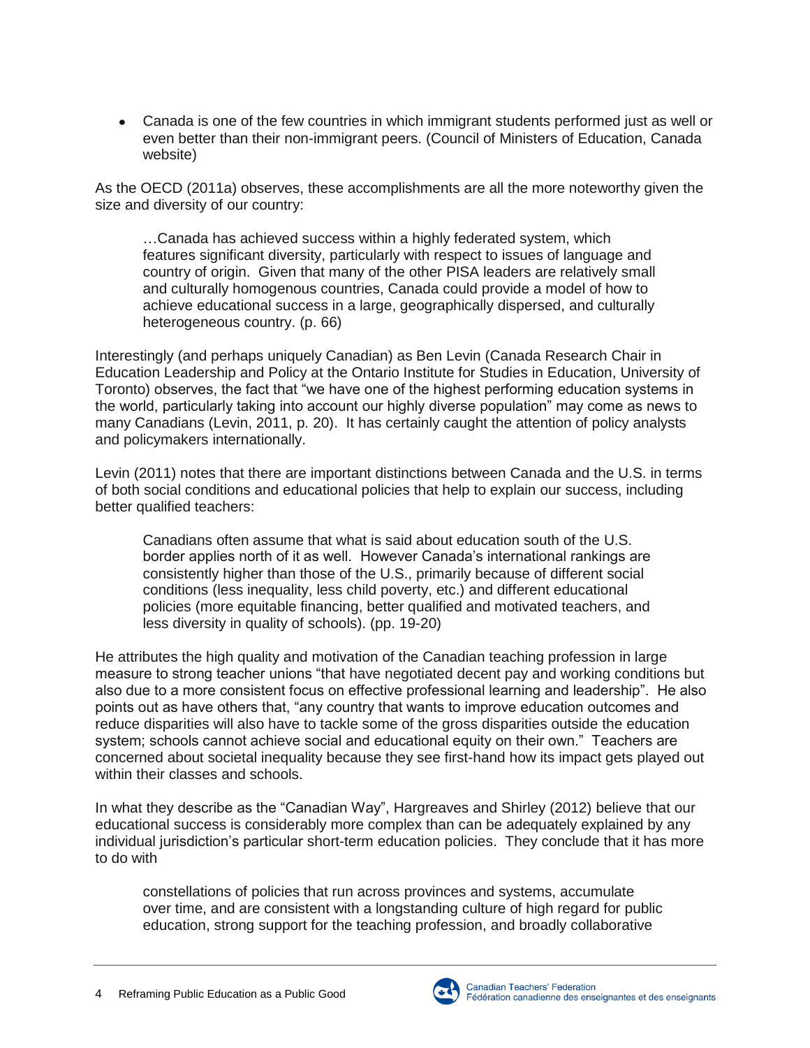- Canada is one of the few countries in which immigrant students performed just as well or even better than their non-immigrant peers. (Council of Ministers of Education, Canada website)

As the OECD (2011a) observes, these accomplishments are all the more noteworthy given the size and diversity of our country:

> …Canada has achieved success within a highly federated system, which features significant diversity, particularly with respect to issues of language and country of origin. Given that many of the other PISA leaders are relatively small and culturally homogenous countries, Canada could provide a model of how to achieve educational success in a large, geographically dispersed, and culturally heterogeneous country. (p. 66)

Interestingly (and perhaps uniquely Canadian) as Ben Levin (Canada Research Chair in Education Leadership and Policy at the Ontario Institute for Studies in Education, University of Toronto) observes, the fact that "we have one of the highest performing education systems in the world, particularly taking into account our highly diverse population" may come as news to many Canadians (Levin, 2011, p. 20). It has certainly caught the attention of policy analysts and policymakers internationally.

Levin (2011) notes that there are important distinctions between Canada and the U.S. in terms of both social conditions and educational policies that help to explain our success, including better qualified teachers:

> Canadians often assume that what is said about education south of the U.S. border applies north of it as well. However Canada's international rankings are consistently higher than those of the U.S., primarily because of different social conditions (less inequality, less child poverty, etc.) and different educational policies (more equitable financing, better qualified and motivated teachers, and less diversity in quality of schools). (pp. 19-20)

He attributes the high quality and motivation of the Canadian teaching profession in large measure to strong teacher unions "that have negotiated decent pay and working conditions but also due to a more consistent focus on effective professional learning and leadership". He also points out as have others that, "any country that wants to improve education outcomes and reduce disparities will also have to tackle some of the gross disparities outside the education system; schools cannot achieve social and educational equity on their own." Teachers are concerned about societal inequality because they see first-hand how its impact gets played out within their classes and schools.

In what they describe as the "Canadian Way", Hargreaves and Shirley (2012) believe that our educational success is considerably more complex than can be adequately explained by any individual jurisdiction's particular short-term education policies. They conclude that it has more to do with

> constellations of policies that run across provinces and systems, accumulate over time, and are consistent with a longstanding culture of high regard for public education, strong support for the teaching profession, and broadly collaborative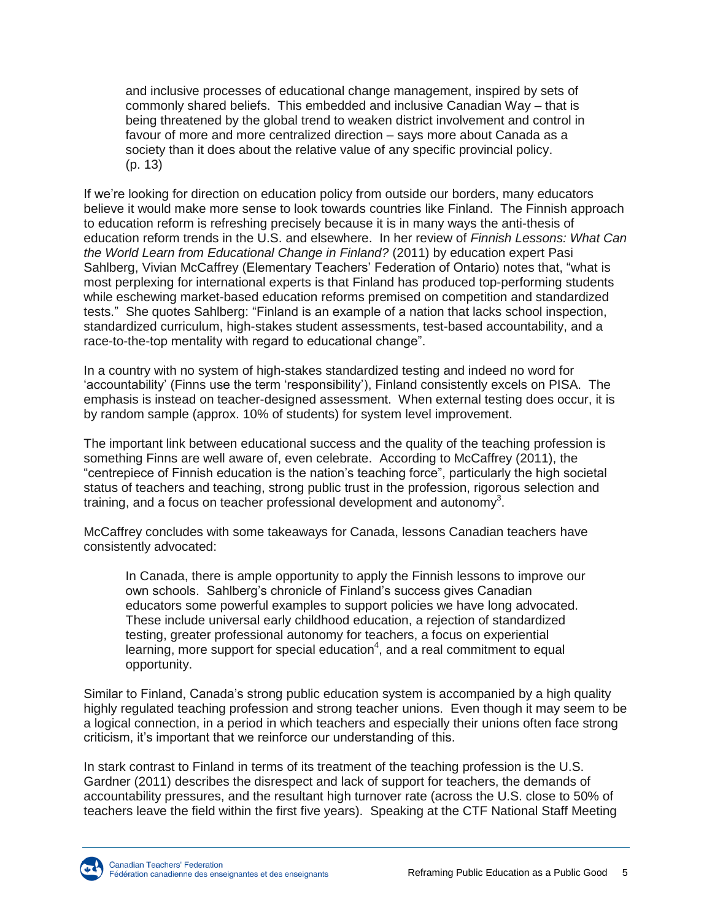> and inclusive processes of educational change management, inspired by sets of commonly shared beliefs. This embedded and inclusive Canadian Way – that is being threatened by the global trend to weaken district involvement and control in favour of more and more centralized direction – says more about Canada as a society than it does about the relative value of any specific provincial policy. (p. 13)

If we're looking for direction on education policy from outside our borders, many educators believe it would make more sense to look towards countries like Finland. The Finnish approach to education reform is refreshing precisely because it is in many ways the anti-thesis of education reform trends in the U.S. and elsewhere. In her review of *Finnish Lessons: What Can the World Learn from Educational Change in Finland?* (2011) by education expert Pasi Sahlberg, Vivian McCaffrey (Elementary Teachers' Federation of Ontario) notes that, "what is most perplexing for international experts is that Finland has produced top-performing students while eschewing market-based education reforms premised on competition and standardized tests." She quotes Sahlberg: "Finland is an example of a nation that lacks school inspection, standardized curriculum, high-stakes student assessments, test-based accountability, and a race-to-the-top mentality with regard to educational change".

In a country with no system of high-stakes standardized testing and indeed no word for 'accountability' (Finns use the term 'responsibility'), Finland consistently excels on PISA. The emphasis is instead on teacher-designed assessment. When external testing does occur, it is by random sample (approx. 10% of students) for system level improvement.

The important link between educational success and the quality of the teaching profession is something Finns are well aware of, even celebrate. According to McCaffrey (2011), the "centrepiece of Finnish education is the nation's teaching force", particularly the high societal status of teachers and teaching, strong public trust in the profession, rigorous selection and training, and a focus on teacher professional development and autonomy[3].

McCaffrey concludes with some takeaways for Canada, lessons Canadian teachers have consistently advocated:

> In Canada, there is ample opportunity to apply the Finnish lessons to improve our own schools. Sahlberg's chronicle of Finland's success gives Canadian educators some powerful examples to support policies we have long advocated. These include universal early childhood education, a rejection of standardized testing, greater professional autonomy for teachers, a focus on experiential learning, more support for special education[4], and a real commitment to equal opportunity.

Similar to Finland, Canada's strong public education system is accompanied by a high quality highly regulated teaching profession and strong teacher unions. Even though it may seem to be a logical connection, in a period in which teachers and especially their unions often face strong criticism, it's important that we reinforce our understanding of this.

In stark contrast to Finland in terms of its treatment of the teaching profession is the U.S. Gardner (2011) describes the disrespect and lack of support for teachers, the demands of accountability pressures, and the resultant high turnover rate (across the U.S. close to 50% of teachers leave the field within the first five years). Speaking at the CTF National Staff Meeting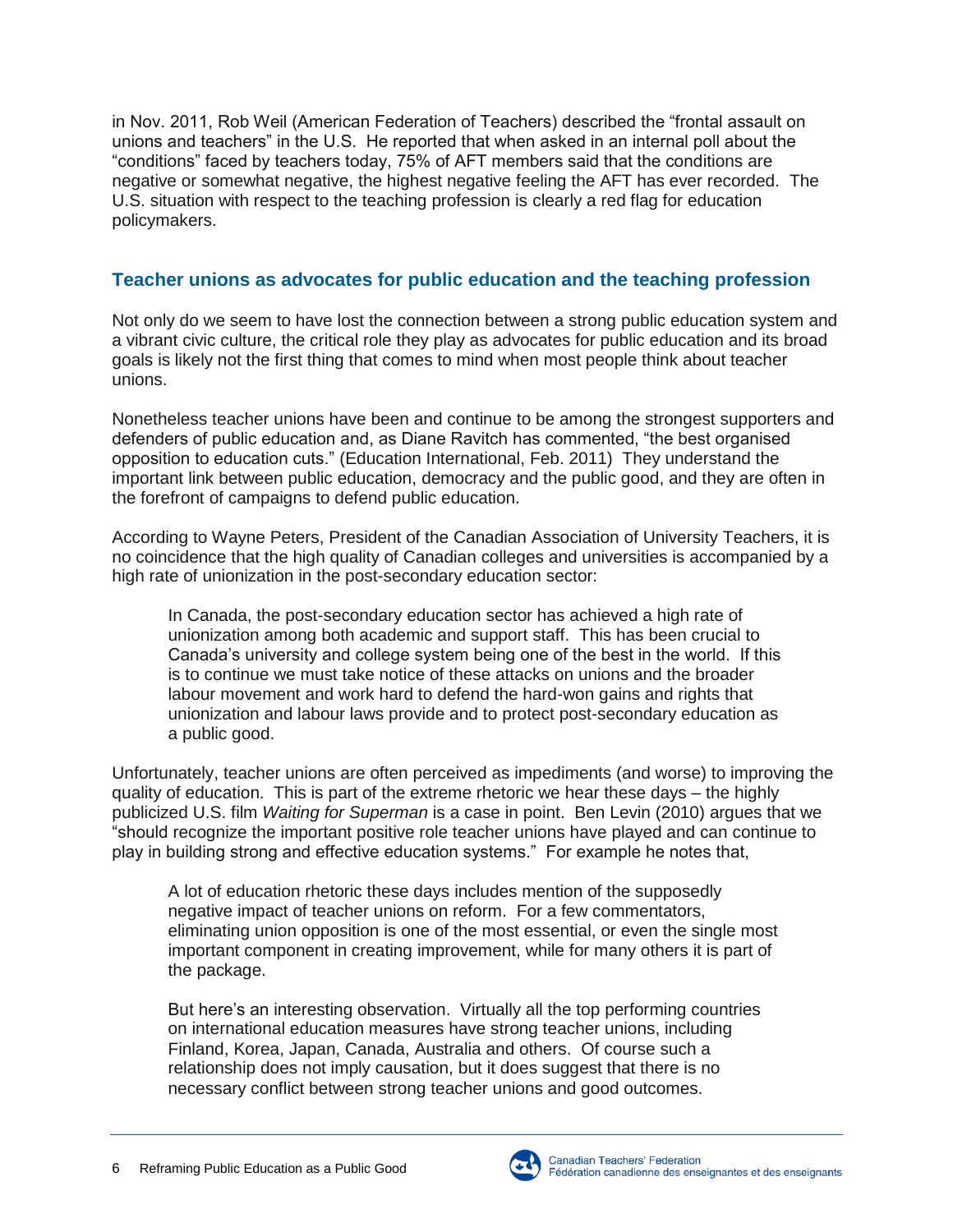in Nov. 2011, Rob Weil (American Federation of Teachers) described the “frontal assault on unions and teachers” in the U.S. He reported that when asked in an internal poll about the “conditions” faced by teachers today, 75% of AFT members said that the conditions are negative or somewhat negative, the highest negative feeling the AFT has ever recorded. The U.S. situation with respect to the teaching profession is clearly a red flag for education policymakers.

## Teacher unions as advocates for public education and the teaching profession

Not only do we seem to have lost the connection between a strong public education system and a vibrant civic culture, the critical role they play as advocates for public education and its broad goals is likely not the first thing that comes to mind when most people think about teacher unions.

Nonetheless teacher unions have been and continue to be among the strongest supporters and defenders of public education and, as Diane Ravitch has commented, “the best organised opposition to education cuts.” (Education International, Feb. 2011) They understand the important link between public education, democracy and the public good, and they are often in the forefront of campaigns to defend public education.

According to Wayne Peters, President of the Canadian Association of University Teachers, it is no coincidence that the high quality of Canadian colleges and universities is accompanied by a high rate of unionization in the post-secondary education sector:

> In Canada, the post-secondary education sector has achieved a high rate of unionization among both academic and support staff. This has been crucial to Canada’s university and college system being one of the best in the world. If this is to continue we must take notice of these attacks on unions and the broader labour movement and work hard to defend the hard-won gains and rights that unionization and labour laws provide and to protect post-secondary education as a public good.

Unfortunately, teacher unions are often perceived as impediments (and worse) to improving the quality of education. This is part of the extreme rhetoric we hear these days – the highly publicized U.S. film *Waiting for Superman* is a case in point. Ben Levin (2010) argues that we “should recognize the important positive role teacher unions have played and can continue to play in building strong and effective education systems.” For example he notes that,

> A lot of education rhetoric these days includes mention of the supposedly negative impact of teacher unions on reform. For a few commentators, eliminating union opposition is one of the most essential, or even the single most important component in creating improvement, while for many others it is part of the package.
>
> But here’s an interesting observation. Virtually all the top performing countries on international education measures have strong teacher unions, including Finland, Korea, Japan, Canada, Australia and others. Of course such a relationship does not imply causation, but it does suggest that there is no necessary conflict between strong teacher unions and good outcomes.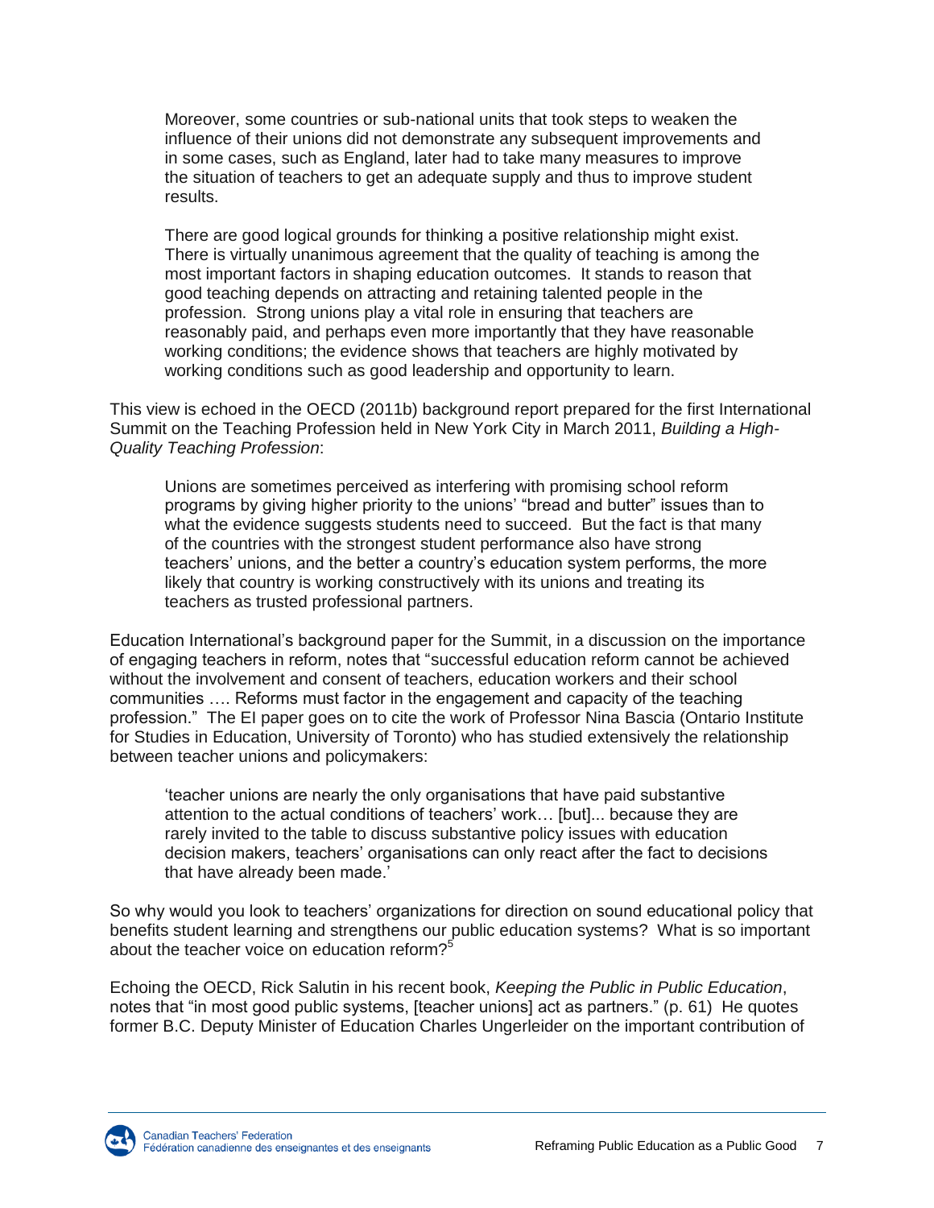> Moreover, some countries or sub-national units that took steps to weaken the influence of their unions did not demonstrate any subsequent improvements and in some cases, such as England, later had to take many measures to improve the situation of teachers to get an adequate supply and thus to improve student results.
>
> There are good logical grounds for thinking a positive relationship might exist. There is virtually unanimous agreement that the quality of teaching is among the most important factors in shaping education outcomes. It stands to reason that good teaching depends on attracting and retaining talented people in the profession. Strong unions play a vital role in ensuring that teachers are reasonably paid, and perhaps even more importantly that they have reasonable working conditions; the evidence shows that teachers are highly motivated by working conditions such as good leadership and opportunity to learn.

This view is echoed in the OECD (2011b) background report prepared for the first International Summit on the Teaching Profession held in New York City in March 2011, *Building a High-Quality Teaching Profession*:

> Unions are sometimes perceived as interfering with promising school reform programs by giving higher priority to the unions' "bread and butter" issues than to what the evidence suggests students need to succeed. But the fact is that many of the countries with the strongest student performance also have strong teachers' unions, and the better a country's education system performs, the more likely that country is working constructively with its unions and treating its teachers as trusted professional partners.

Education International's background paper for the Summit, in a discussion on the importance of engaging teachers in reform, notes that "successful education reform cannot be achieved without the involvement and consent of teachers, education workers and their school communities …. Reforms must factor in the engagement and capacity of the teaching profession." The EI paper goes on to cite the work of Professor Nina Bascia (Ontario Institute for Studies in Education, University of Toronto) who has studied extensively the relationship between teacher unions and policymakers:

> 'teacher unions are nearly the only organisations that have paid substantive attention to the actual conditions of teachers' work… [but]... because they are rarely invited to the table to discuss substantive policy issues with education decision makers, teachers' organisations can only react after the fact to decisions that have already been made.'

So why would you look to teachers' organizations for direction on sound educational policy that benefits student learning and strengthens our public education systems? What is so important about the teacher voice on education reform?[5]

Echoing the OECD, Rick Salutin in his recent book, *Keeping the Public in Public Education*, notes that "in most good public systems, [teacher unions] act as partners." (p. 61) He quotes former B.C. Deputy Minister of Education Charles Ungerleider on the important contribution of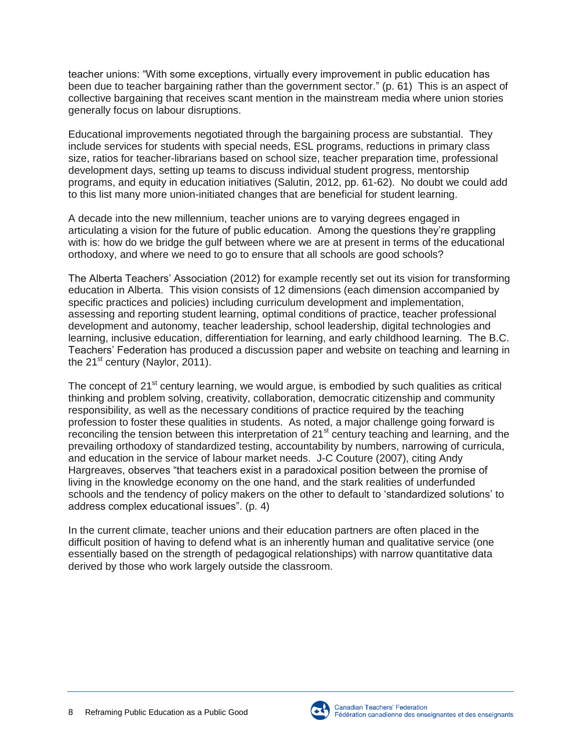teacher unions: "With some exceptions, virtually every improvement in public education has been due to teacher bargaining rather than the government sector." (p. 61) This is an aspect of collective bargaining that receives scant mention in the mainstream media where union stories generally focus on labour disruptions.

Educational improvements negotiated through the bargaining process are substantial. They include services for students with special needs, ESL programs, reductions in primary class size, ratios for teacher-librarians based on school size, teacher preparation time, professional development days, setting up teams to discuss individual student progress, mentorship programs, and equity in education initiatives (Salutin, 2012, pp. 61-62). No doubt we could add to this list many more union-initiated changes that are beneficial for student learning.

A decade into the new millennium, teacher unions are to varying degrees engaged in articulating a vision for the future of public education. Among the questions they're grappling with is: how do we bridge the gulf between where we are at present in terms of the educational orthodoxy, and where we need to go to ensure that all schools are good schools?

The Alberta Teachers' Association (2012) for example recently set out its vision for transforming education in Alberta. This vision consists of 12 dimensions (each dimension accompanied by specific practices and policies) including curriculum development and implementation, assessing and reporting student learning, optimal conditions of practice, teacher professional development and autonomy, teacher leadership, school leadership, digital technologies and learning, inclusive education, differentiation for learning, and early childhood learning. The B.C. Teachers' Federation has produced a discussion paper and website on teaching and learning in the 21st century (Naylor, 2011).

The concept of 21st century learning, we would argue, is embodied by such qualities as critical thinking and problem solving, creativity, collaboration, democratic citizenship and community responsibility, as well as the necessary conditions of practice required by the teaching profession to foster these qualities in students. As noted, a major challenge going forward is reconciling the tension between this interpretation of 21st century teaching and learning, and the prevailing orthodoxy of standardized testing, accountability by numbers, narrowing of curricula, and education in the service of labour market needs. J-C Couture (2007), citing Andy Hargreaves, observes "that teachers exist in a paradoxical position between the promise of living in the knowledge economy on the one hand, and the stark realities of underfunded schools and the tendency of policy makers on the other to default to 'standardized solutions' to address complex educational issues". (p. 4)

In the current climate, teacher unions and their education partners are often placed in the difficult position of having to defend what is an inherently human and qualitative service (one essentially based on the strength of pedagogical relationships) with narrow quantitative data derived by those who work largely outside the classroom.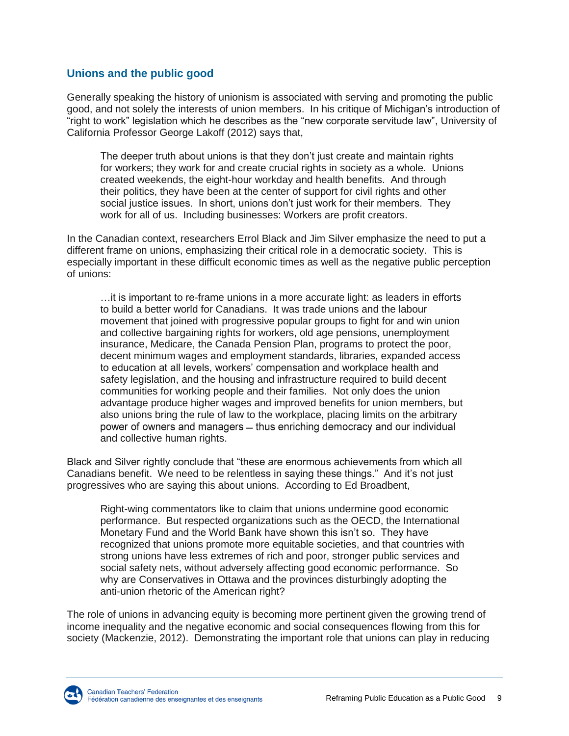## Unions and the public good

Generally speaking the history of unionism is associated with serving and promoting the public good, and not solely the interests of union members. In his critique of Michigan's introduction of "right to work" legislation which he describes as the "new corporate servitude law", University of California Professor George Lakoff (2012) says that,

> The deeper truth about unions is that they don't just create and maintain rights for workers; they work for and create crucial rights in society as a whole. Unions created weekends, the eight-hour workday and health benefits. And through their politics, they have been at the center of support for civil rights and other social justice issues. In short, unions don't just work for their members. They work for all of us. Including businesses: Workers are profit creators.

In the Canadian context, researchers Errol Black and Jim Silver emphasize the need to put a different frame on unions, emphasizing their critical role in a democratic society. This is especially important in these difficult economic times as well as the negative public perception of unions:

> …it is important to re-frame unions in a more accurate light: as leaders in efforts to build a better world for Canadians. It was trade unions and the labour movement that joined with progressive popular groups to fight for and win union and collective bargaining rights for workers, old age pensions, unemployment insurance, Medicare, the Canada Pension Plan, programs to protect the poor, decent minimum wages and employment standards, libraries, expanded access to education at all levels, workers' compensation and workplace health and safety legislation, and the housing and infrastructure required to build decent communities for working people and their families. Not only does the union advantage produce higher wages and improved benefits for union members, but also unions bring the rule of law to the workplace, placing limits on the arbitrary power of owners and managers – thus enriching democracy and our individual and collective human rights.

Black and Silver rightly conclude that "these are enormous achievements from which all Canadians benefit. We need to be relentless in saying these things." And it's not just progressives who are saying this about unions. According to Ed Broadbent,

> Right-wing commentators like to claim that unions undermine good economic performance. But respected organizations such as the OECD, the International Monetary Fund and the World Bank have shown this isn't so. They have recognized that unions promote more equitable societies, and that countries with strong unions have less extremes of rich and poor, stronger public services and social safety nets, without adversely affecting good economic performance. So why are Conservatives in Ottawa and the provinces disturbingly adopting the anti-union rhetoric of the American right?

The role of unions in advancing equity is becoming more pertinent given the growing trend of income inequality and the negative economic and social consequences flowing from this for society (Mackenzie, 2012). Demonstrating the important role that unions can play in reducing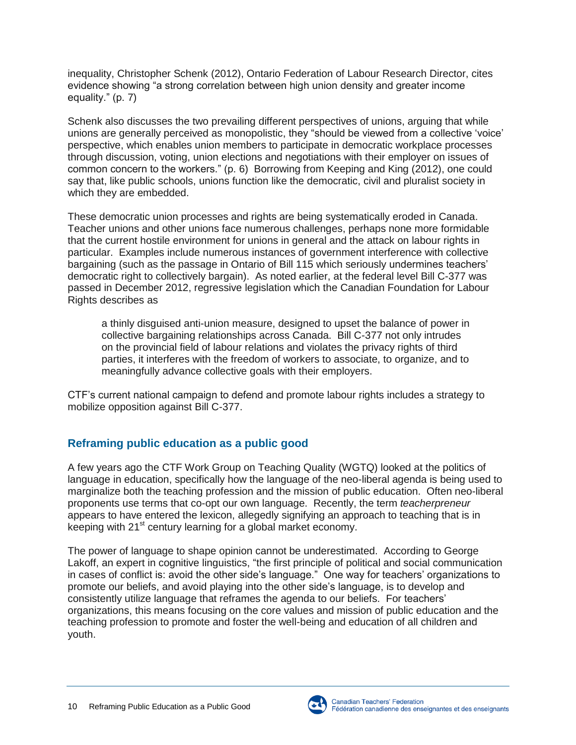inequality, Christopher Schenk (2012), Ontario Federation of Labour Research Director, cites evidence showing "a strong correlation between high union density and greater income equality." (p. 7)

Schenk also discusses the two prevailing different perspectives of unions, arguing that while unions are generally perceived as monopolistic, they "should be viewed from a collective 'voice' perspective, which enables union members to participate in democratic workplace processes through discussion, voting, union elections and negotiations with their employer on issues of common concern to the workers." (p. 6) Borrowing from Keeping and King (2012), one could say that, like public schools, unions function like the democratic, civil and pluralist society in which they are embedded.

These democratic union processes and rights are being systematically eroded in Canada. Teacher unions and other unions face numerous challenges, perhaps none more formidable that the current hostile environment for unions in general and the attack on labour rights in particular. Examples include numerous instances of government interference with collective bargaining (such as the passage in Ontario of Bill 115 which seriously undermines teachers' democratic right to collectively bargain). As noted earlier, at the federal level Bill C-377 was passed in December 2012, regressive legislation which the Canadian Foundation for Labour Rights describes as

> a thinly disguised anti-union measure, designed to upset the balance of power in collective bargaining relationships across Canada. Bill C-377 not only intrudes on the provincial field of labour relations and violates the privacy rights of third parties, it interferes with the freedom of workers to associate, to organize, and to meaningfully advance collective goals with their employers.

CTF's current national campaign to defend and promote labour rights includes a strategy to mobilize opposition against Bill C-377.

## Reframing public education as a public good

A few years ago the CTF Work Group on Teaching Quality (WGTQ) looked at the politics of language in education, specifically how the language of the neo-liberal agenda is being used to marginalize both the teaching profession and the mission of public education. Often neo-liberal proponents use terms that co-opt our own language. Recently, the term *teacherpreneur* appears to have entered the lexicon, allegedly signifying an approach to teaching that is in keeping with 21st century learning for a global market economy.

The power of language to shape opinion cannot be underestimated. According to George Lakoff, an expert in cognitive linguistics, "the first principle of political and social communication in cases of conflict is: avoid the other side's language." One way for teachers' organizations to promote our beliefs, and avoid playing into the other side's language, is to develop and consistently utilize language that reframes the agenda to our beliefs. For teachers' organizations, this means focusing on the core values and mission of public education and the teaching profession to promote and foster the well-being and education of all children and youth.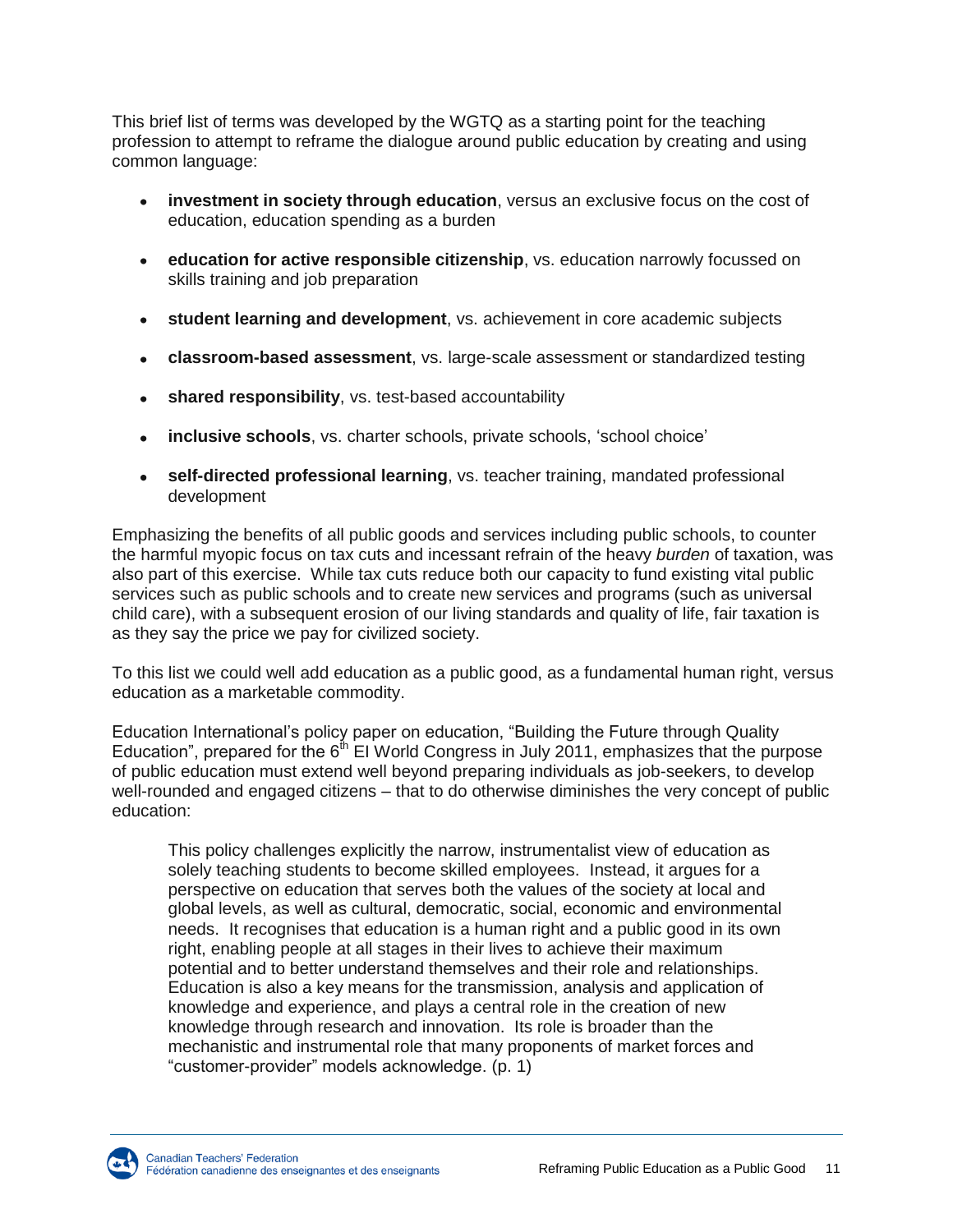This brief list of terms was developed by the WGTQ as a starting point for the teaching profession to attempt to reframe the dialogue around public education by creating and using common language:

- **investment in society through education**, versus an exclusive focus on the cost of education, education spending as a burden
- **education for active responsible citizenship**, vs. education narrowly focussed on skills training and job preparation
- **student learning and development**, vs. achievement in core academic subjects
- **classroom-based assessment**, vs. large-scale assessment or standardized testing
- **shared responsibility**, vs. test-based accountability
- **inclusive schools**, vs. charter schools, private schools, 'school choice'
- **self-directed professional learning**, vs. teacher training, mandated professional development

Emphasizing the benefits of all public goods and services including public schools, to counter the harmful myopic focus on tax cuts and incessant refrain of the heavy *burden* of taxation, was also part of this exercise. While tax cuts reduce both our capacity to fund existing vital public services such as public schools and to create new services and programs (such as universal child care), with a subsequent erosion of our living standards and quality of life, fair taxation is as they say the price we pay for civilized society.

To this list we could well add education as a public good, as a fundamental human right, versus education as a marketable commodity.

Education International's policy paper on education, "Building the Future through Quality Education", prepared for the 6th EI World Congress in July 2011, emphasizes that the purpose of public education must extend well beyond preparing individuals as job-seekers, to develop well-rounded and engaged citizens – that to do otherwise diminishes the very concept of public education:

> This policy challenges explicitly the narrow, instrumentalist view of education as solely teaching students to become skilled employees. Instead, it argues for a perspective on education that serves both the values of the society at local and global levels, as well as cultural, democratic, social, economic and environmental needs. It recognises that education is a human right and a public good in its own right, enabling people at all stages in their lives to achieve their maximum potential and to better understand themselves and their role and relationships. Education is also a key means for the transmission, analysis and application of knowledge and experience, and plays a central role in the creation of new knowledge through research and innovation. Its role is broader than the mechanistic and instrumental role that many proponents of market forces and "customer-provider" models acknowledge. (p. 1)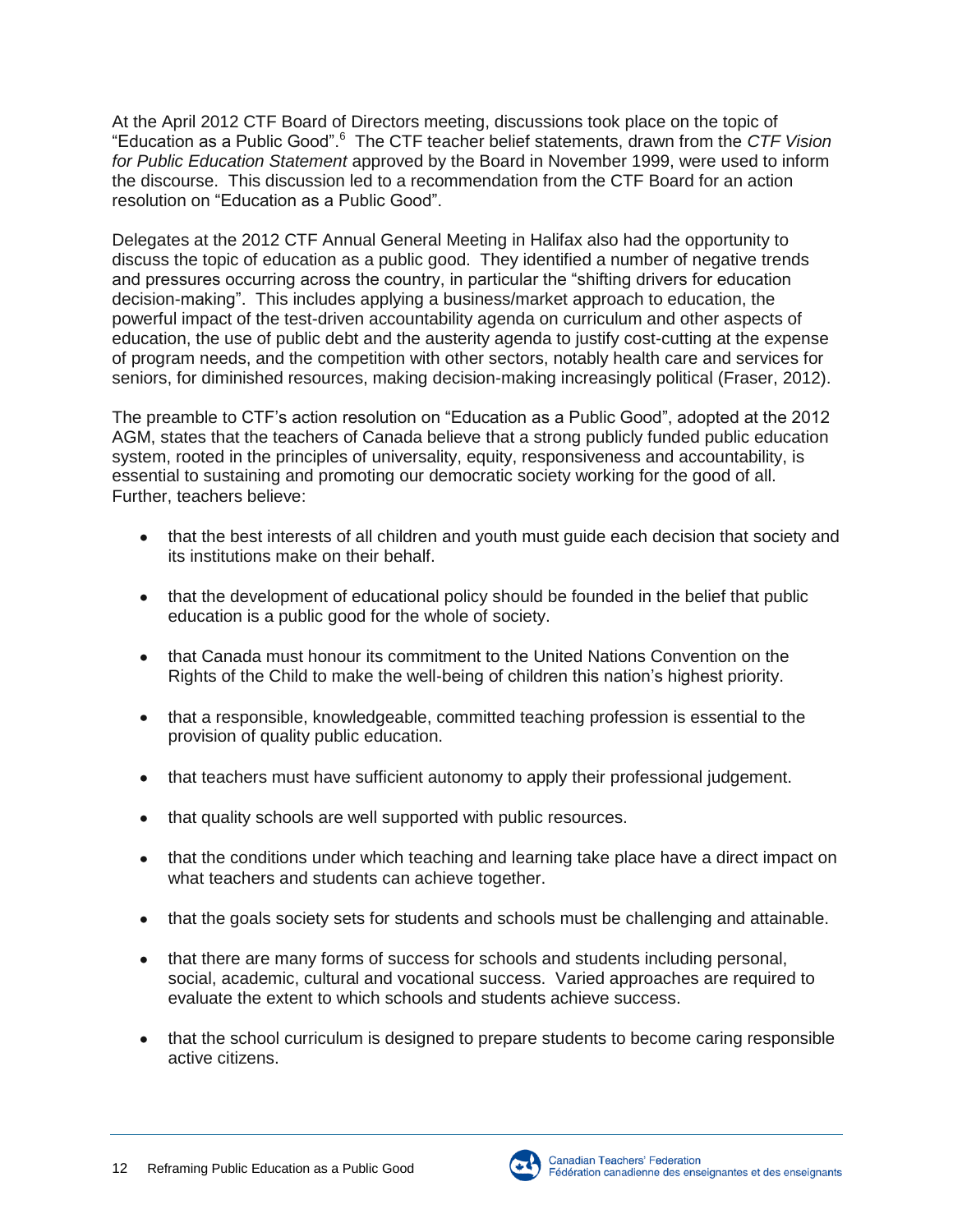At the April 2012 CTF Board of Directors meeting, discussions took place on the topic of "Education as a Public Good".[6] The CTF teacher belief statements, drawn from the *CTF Vision for Public Education Statement* approved by the Board in November 1999, were used to inform the discourse. This discussion led to a recommendation from the CTF Board for an action resolution on "Education as a Public Good".

Delegates at the 2012 CTF Annual General Meeting in Halifax also had the opportunity to discuss the topic of education as a public good. They identified a number of negative trends and pressures occurring across the country, in particular the "shifting drivers for education decision-making". This includes applying a business/market approach to education, the powerful impact of the test-driven accountability agenda on curriculum and other aspects of education, the use of public debt and the austerity agenda to justify cost-cutting at the expense of program needs, and the competition with other sectors, notably health care and services for seniors, for diminished resources, making decision-making increasingly political (Fraser, 2012).

The preamble to CTF's action resolution on "Education as a Public Good", adopted at the 2012 AGM, states that the teachers of Canada believe that a strong publicly funded public education system, rooted in the principles of universality, equity, responsiveness and accountability, is essential to sustaining and promoting our democratic society working for the good of all. Further, teachers believe:

- that the best interests of all children and youth must guide each decision that society and its institutions make on their behalf.
- that the development of educational policy should be founded in the belief that public education is a public good for the whole of society.
- that Canada must honour its commitment to the United Nations Convention on the Rights of the Child to make the well-being of children this nation's highest priority.
- that a responsible, knowledgeable, committed teaching profession is essential to the provision of quality public education.
- that teachers must have sufficient autonomy to apply their professional judgement.
- that quality schools are well supported with public resources.
- that the conditions under which teaching and learning take place have a direct impact on what teachers and students can achieve together.
- that the goals society sets for students and schools must be challenging and attainable.
- that there are many forms of success for schools and students including personal, social, academic, cultural and vocational success. Varied approaches are required to evaluate the extent to which schools and students achieve success.
- that the school curriculum is designed to prepare students to become caring responsible active citizens.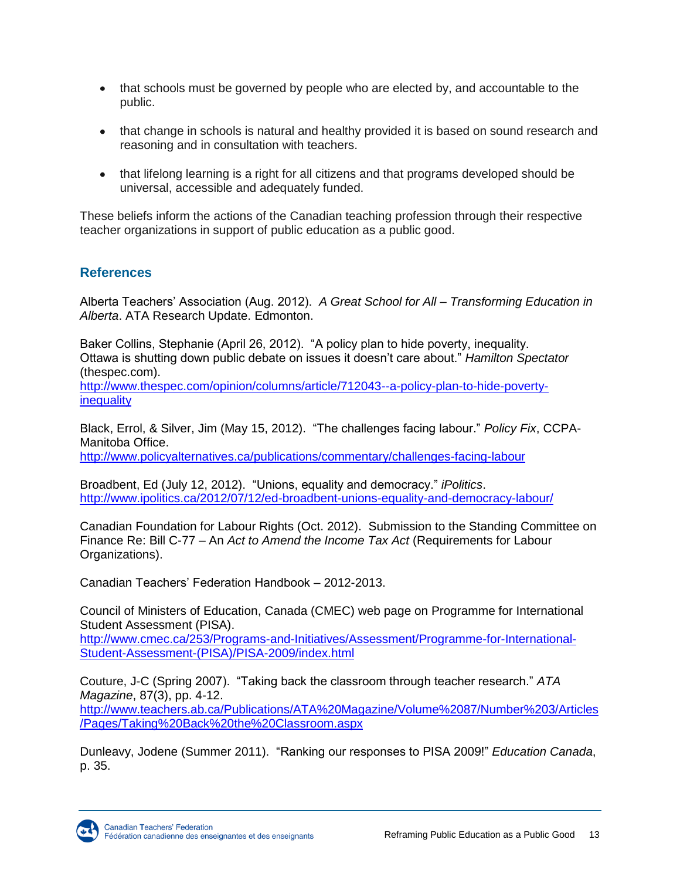- that schools must be governed by people who are elected by, and accountable to the public.

- that change in schools is natural and healthy provided it is based on sound research and reasoning and in consultation with teachers.

- that lifelong learning is a right for all citizens and that programs developed should be universal, accessible and adequately funded.

These beliefs inform the actions of the Canadian teaching profession through their respective teacher organizations in support of public education as a public good.

## References

Alberta Teachers' Association (Aug. 2012). *A Great School for All – Transforming Education in Alberta*. ATA Research Update. Edmonton.

Baker Collins, Stephanie (April 26, 2012). "A policy plan to hide poverty, inequality. Ottawa is shutting down public debate on issues it doesn't care about." *Hamilton Spectator* (thespec.com). http://www.thespec.com/opinion/columns/article/712043--a-policy-plan-to-hide-poverty-inequality

Black, Errol, & Silver, Jim (May 15, 2012). "The challenges facing labour." *Policy Fix*, CCPA-Manitoba Office. http://www.policyalternatives.ca/publications/commentary/challenges-facing-labour

Broadbent, Ed (July 12, 2012). "Unions, equality and democracy." *iPolitics*. http://www.ipolitics.ca/2012/07/12/ed-broadbent-unions-equality-and-democracy-labour/

Canadian Foundation for Labour Rights (Oct. 2012). Submission to the Standing Committee on Finance Re: Bill C-77 – An *Act to Amend the Income Tax Act* (Requirements for Labour Organizations).

Canadian Teachers' Federation Handbook – 2012-2013.

Council of Ministers of Education, Canada (CMEC) web page on Programme for International Student Assessment (PISA). http://www.cmec.ca/253/Programs-and-Initiatives/Assessment/Programme-for-International-Student-Assessment-(PISA)/PISA-2009/index.html

Couture, J-C (Spring 2007). "Taking back the classroom through teacher research." *ATA Magazine*, 87(3), pp. 4-12. http://www.teachers.ab.ca/Publications/ATA%20Magazine/Volume%2087/Number%203/Articles/Pages/Taking%20Back%20the%20Classroom.aspx

Dunleavy, Jodene (Summer 2011). "Ranking our responses to PISA 2009!" *Education Canada*, p. 35.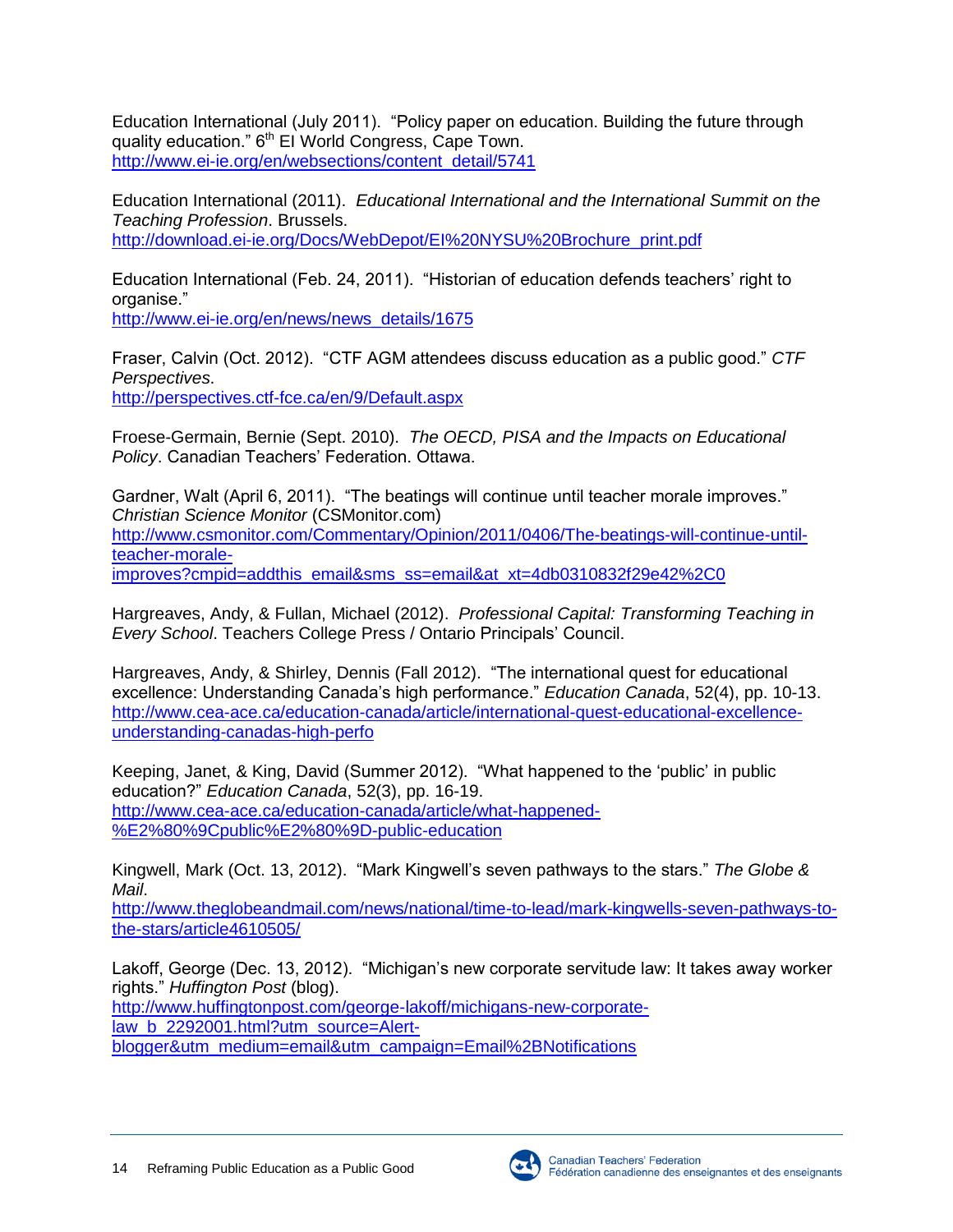Education International (July 2011). "Policy paper on education. Building the future through quality education." 6th EI World Congress, Cape Town.
http://www.ei-ie.org/en/websections/content_detail/5741

Education International (2011). *Educational International and the International Summit on the Teaching Profession*. Brussels.
http://download.ei-ie.org/Docs/WebDepot/EI%20NYSU%20Brochure_print.pdf

Education International (Feb. 24, 2011). "Historian of education defends teachers' right to organise."
http://www.ei-ie.org/en/news/news_details/1675

Fraser, Calvin (Oct. 2012). "CTF AGM attendees discuss education as a public good." *CTF Perspectives*.
http://perspectives.ctf-fce.ca/en/9/Default.aspx

Froese-Germain, Bernie (Sept. 2010). *The OECD, PISA and the Impacts on Educational Policy*. Canadian Teachers' Federation. Ottawa.

Gardner, Walt (April 6, 2011). "The beatings will continue until teacher morale improves." *Christian Science Monitor* (CSMonitor.com)
http://www.csmonitor.com/Commentary/Opinion/2011/0406/The-beatings-will-continue-until-teacher-morale-improves?cmpid=addthis_email&sms_ss=email&at_xt=4db0310832f29e42%2C0

Hargreaves, Andy, & Fullan, Michael (2012). *Professional Capital: Transforming Teaching in Every School*. Teachers College Press / Ontario Principals' Council.

Hargreaves, Andy, & Shirley, Dennis (Fall 2012). "The international quest for educational excellence: Understanding Canada's high performance." *Education Canada*, 52(4), pp. 10-13.
http://www.cea-ace.ca/education-canada/article/international-quest-educational-excellence-understanding-canadas-high-perfo

Keeping, Janet, & King, David (Summer 2012). "What happened to the 'public' in public education?" *Education Canada*, 52(3), pp. 16-19.
http://www.cea-ace.ca/education-canada/article/what-happened-%E2%80%9Cpublic%E2%80%9D-public-education

Kingwell, Mark (Oct. 13, 2012). "Mark Kingwell's seven pathways to the stars." *The Globe & Mail*.
http://www.theglobeandmail.com/news/national/time-to-lead/mark-kingwells-seven-pathways-to-the-stars/article4610505/

Lakoff, George (Dec. 13, 2012). "Michigan's new corporate servitude law: It takes away worker rights." *Huffington Post* (blog).
http://www.huffingtonpost.com/george-lakoff/michigans-new-corporate-law_b_2292001.html?utm_source=Alert-blogger&utm_medium=email&utm_campaign=Email%2BNotifications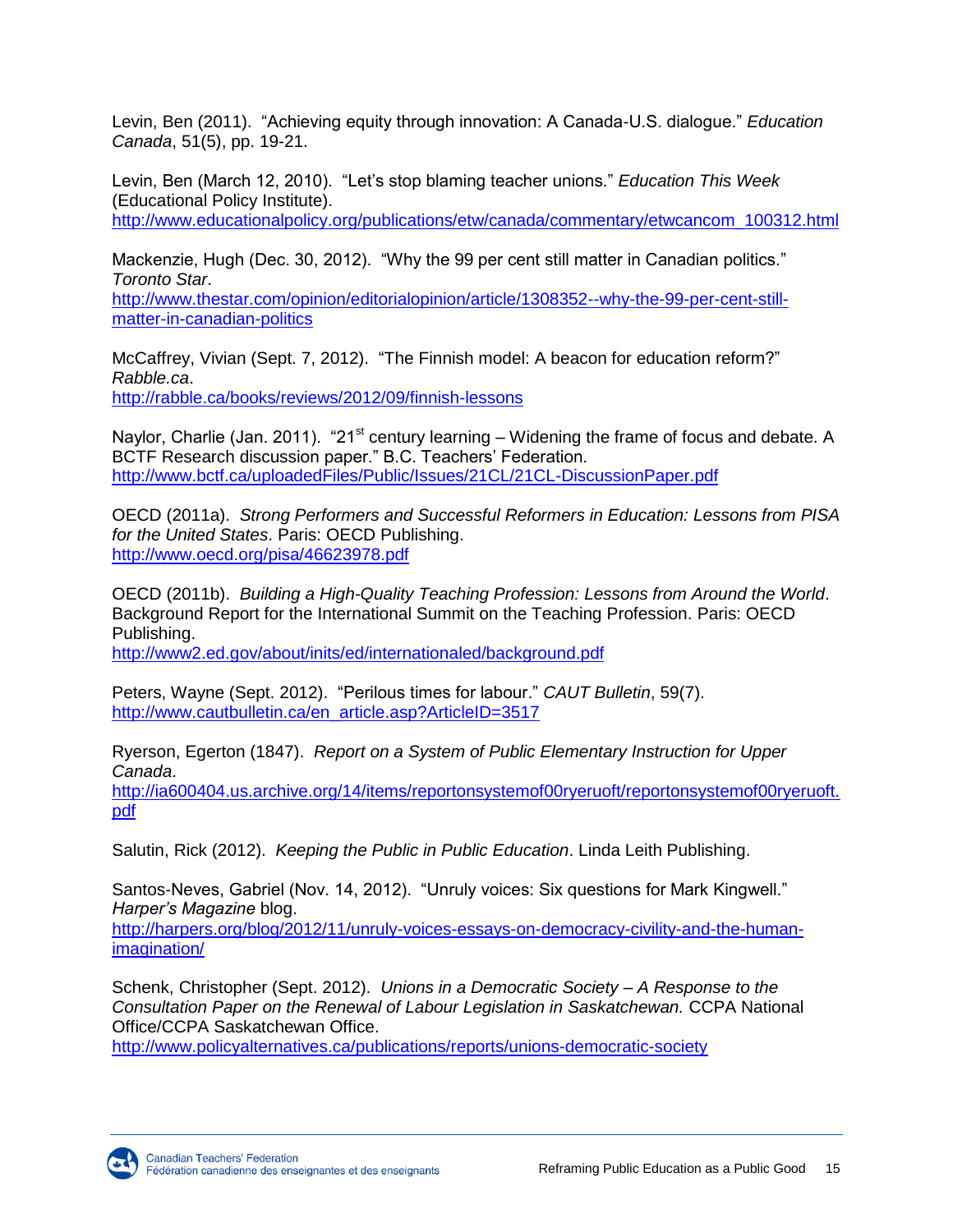Levin, Ben (2011). "Achieving equity through innovation: A Canada-U.S. dialogue." *Education Canada*, 51(5), pp. 19-21.

Levin, Ben (March 12, 2010). "Let's stop blaming teacher unions." *Education This Week* (Educational Policy Institute). http://www.educationalpolicy.org/publications/etw/canada/commentary/etwcancom_100312.html

Mackenzie, Hugh (Dec. 30, 2012). "Why the 99 per cent still matter in Canadian politics." *Toronto Star*. http://www.thestar.com/opinion/editorialopinion/article/1308352--why-the-99-per-cent-still-matter-in-canadian-politics

McCaffrey, Vivian (Sept. 7, 2012). "The Finnish model: A beacon for education reform?" *Rabble.ca*. http://rabble.ca/books/reviews/2012/09/finnish-lessons

Naylor, Charlie (Jan. 2011). "21st century learning – Widening the frame of focus and debate. A BCTF Research discussion paper." B.C. Teachers' Federation. http://www.bctf.ca/uploadedFiles/Public/Issues/21CL/21CL-DiscussionPaper.pdf

OECD (2011a). *Strong Performers and Successful Reformers in Education: Lessons from PISA for the United States*. Paris: OECD Publishing. http://www.oecd.org/pisa/46623978.pdf

OECD (2011b). *Building a High-Quality Teaching Profession: Lessons from Around the World*. Background Report for the International Summit on the Teaching Profession. Paris: OECD Publishing. http://www2.ed.gov/about/inits/ed/internationaled/background.pdf

Peters, Wayne (Sept. 2012). "Perilous times for labour." *CAUT Bulletin*, 59(7). http://www.cautbulletin.ca/en_article.asp?ArticleID=3517

Ryerson, Egerton (1847). *Report on a System of Public Elementary Instruction for Upper Canada*. http://ia600404.us.archive.org/14/items/reportonsystemof00ryeruoft/reportonsystemof00ryeruoft.pdf

Salutin, Rick (2012). *Keeping the Public in Public Education*. Linda Leith Publishing.

Santos-Neves, Gabriel (Nov. 14, 2012). "Unruly voices: Six questions for Mark Kingwell." *Harper's Magazine* blog. http://harpers.org/blog/2012/11/unruly-voices-essays-on-democracy-civility-and-the-human-imagination/

Schenk, Christopher (Sept. 2012). *Unions in a Democratic Society – A Response to the Consultation Paper on the Renewal of Labour Legislation in Saskatchewan.* CCPA National Office/CCPA Saskatchewan Office. http://www.policyalternatives.ca/publications/reports/unions-democratic-society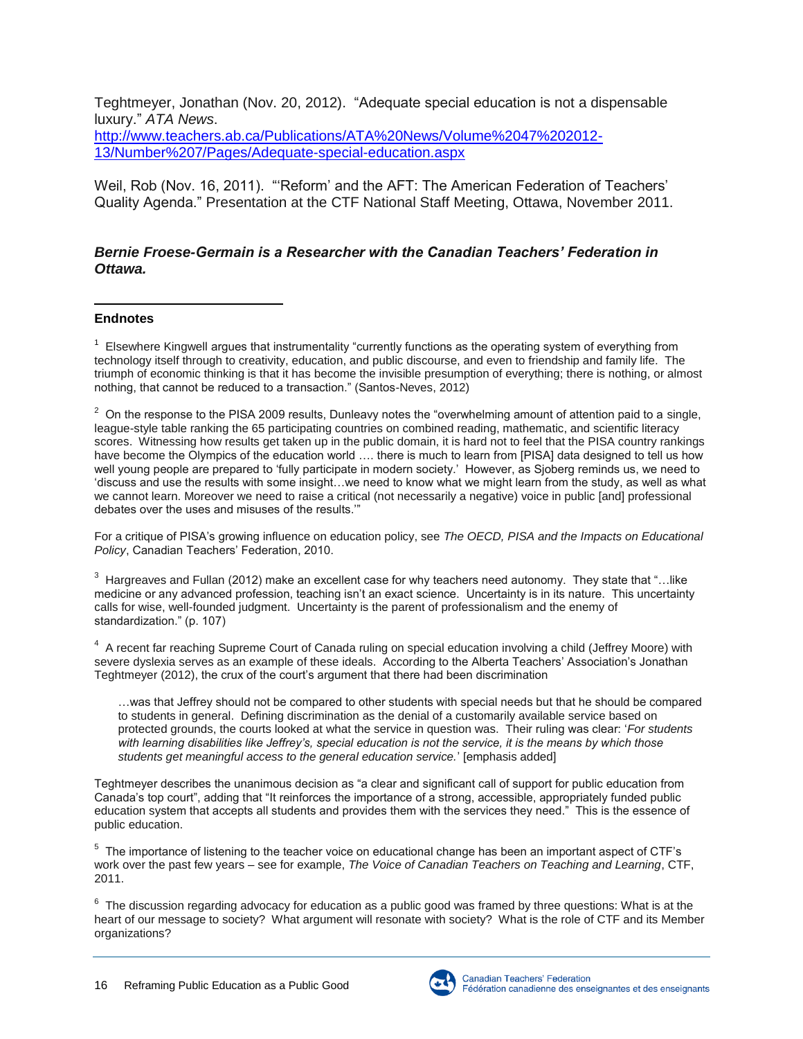Teghtmeyer, Jonathan (Nov. 20, 2012). "Adequate special education is not a dispensable luxury." *ATA News*. http://www.teachers.ab.ca/Publications/ATA%20News/Volume%2047%202012-13/Number%207/Pages/Adequate-special-education.aspx

Weil, Rob (Nov. 16, 2011). "'Reform' and the AFT: The American Federation of Teachers' Quality Agenda." Presentation at the CTF National Staff Meeting, Ottawa, November 2011.

***Bernie Froese-Germain is a Researcher with the Canadian Teachers' Federation in Ottawa.***

---

**Endnotes**

[1] Elsewhere Kingwell argues that instrumentality "currently functions as the operating system of everything from technology itself through to creativity, education, and public discourse, and even to friendship and family life. The triumph of economic thinking is that it has become the invisible presumption of everything; there is nothing, or almost nothing, that cannot be reduced to a transaction." (Santos-Neves, 2012)

[2] On the response to the PISA 2009 results, Dunleavy notes the "overwhelming amount of attention paid to a single, league-style table ranking the 65 participating countries on combined reading, mathematic, and scientific literacy scores. Witnessing how results get taken up in the public domain, it is hard not to feel that the PISA country rankings have become the Olympics of the education world …. there is much to learn from [PISA] data designed to tell us how well young people are prepared to 'fully participate in modern society.' However, as Sjoberg reminds us, we need to 'discuss and use the results with some insight…we need to know what we might learn from the study, as well as what we cannot learn. Moreover we need to raise a critical (not necessarily a negative) voice in public [and] professional debates over the uses and misuses of the results.'"

For a critique of PISA's growing influence on education policy, see *The OECD, PISA and the Impacts on Educational Policy*, Canadian Teachers' Federation, 2010.

[3] Hargreaves and Fullan (2012) make an excellent case for why teachers need autonomy. They state that "…like medicine or any advanced profession, teaching isn't an exact science. Uncertainty is in its nature. This uncertainty calls for wise, well-founded judgment. Uncertainty is the parent of professionalism and the enemy of standardization." (p. 107)

[4] A recent far reaching Supreme Court of Canada ruling on special education involving a child (Jeffrey Moore) with severe dyslexia serves as an example of these ideals. According to the Alberta Teachers' Association's Jonathan Teghtmeyer (2012), the crux of the court's argument that there had been discrimination

> …was that Jeffrey should not be compared to other students with special needs but that he should be compared to students in general. Defining discrimination as the denial of a customarily available service based on protected grounds, the courts looked at what the service in question was. Their ruling was clear: '*For students with learning disabilities like Jeffrey's, special education is not the service, it is the means by which those students get meaningful access to the general education service.*' [emphasis added]

Teghtmeyer describes the unanimous decision as "a clear and significant call of support for public education from Canada's top court", adding that "It reinforces the importance of a strong, accessible, appropriately funded public education system that accepts all students and provides them with the services they need." This is the essence of public education.

[5] The importance of listening to the teacher voice on educational change has been an important aspect of CTF's work over the past few years – see for example, *The Voice of Canadian Teachers on Teaching and Learning*, CTF, 2011.

[6] The discussion regarding advocacy for education as a public good was framed by three questions: What is at the heart of our message to society? What argument will resonate with society? What is the role of CTF and its Member organizations?